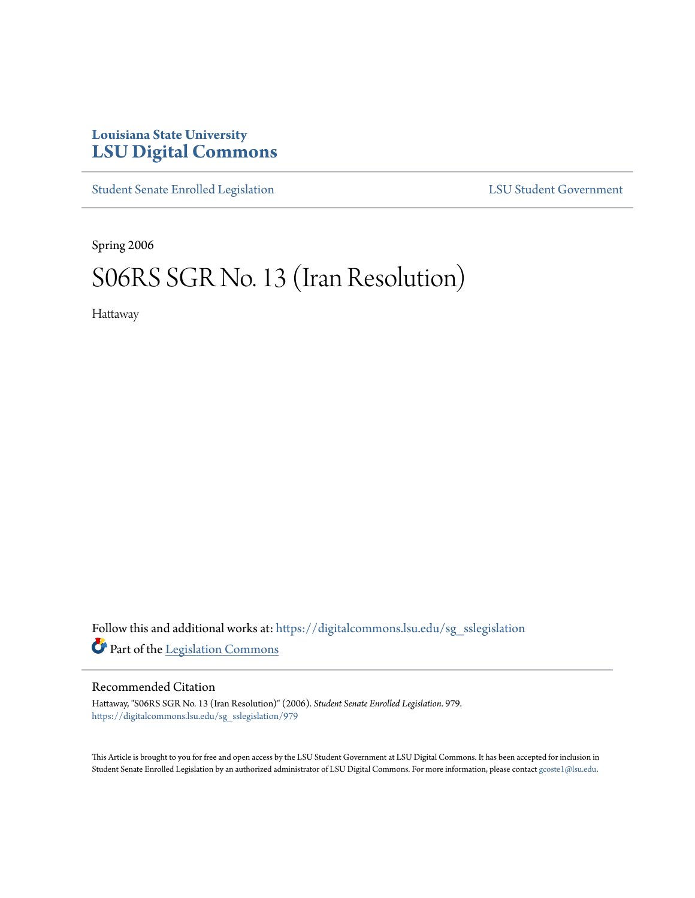Louisiana State University
# LSU Digital Commons

Student Senate Enrolled Legislation | LSU Student Government

Spring 2006

# S06RS SGR No. 13 (Iran Resolution)

Hattaway

Follow this and additional works at: https://digitalcommons.lsu.edu/sg_sslegislation

Part of the Legislation Commons

## Recommended Citation

Hattaway, "S06RS SGR No. 13 (Iran Resolution)" (2006). *Student Senate Enrolled Legislation*. 979.
https://digitalcommons.lsu.edu/sg_sslegislation/979

This Article is brought to you for free and open access by the LSU Student Government at LSU Digital Commons. It has been accepted for inclusion in Student Senate Enrolled Legislation by an authorized administrator of LSU Digital Commons. For more information, please contact gcoste1@lsu.edu.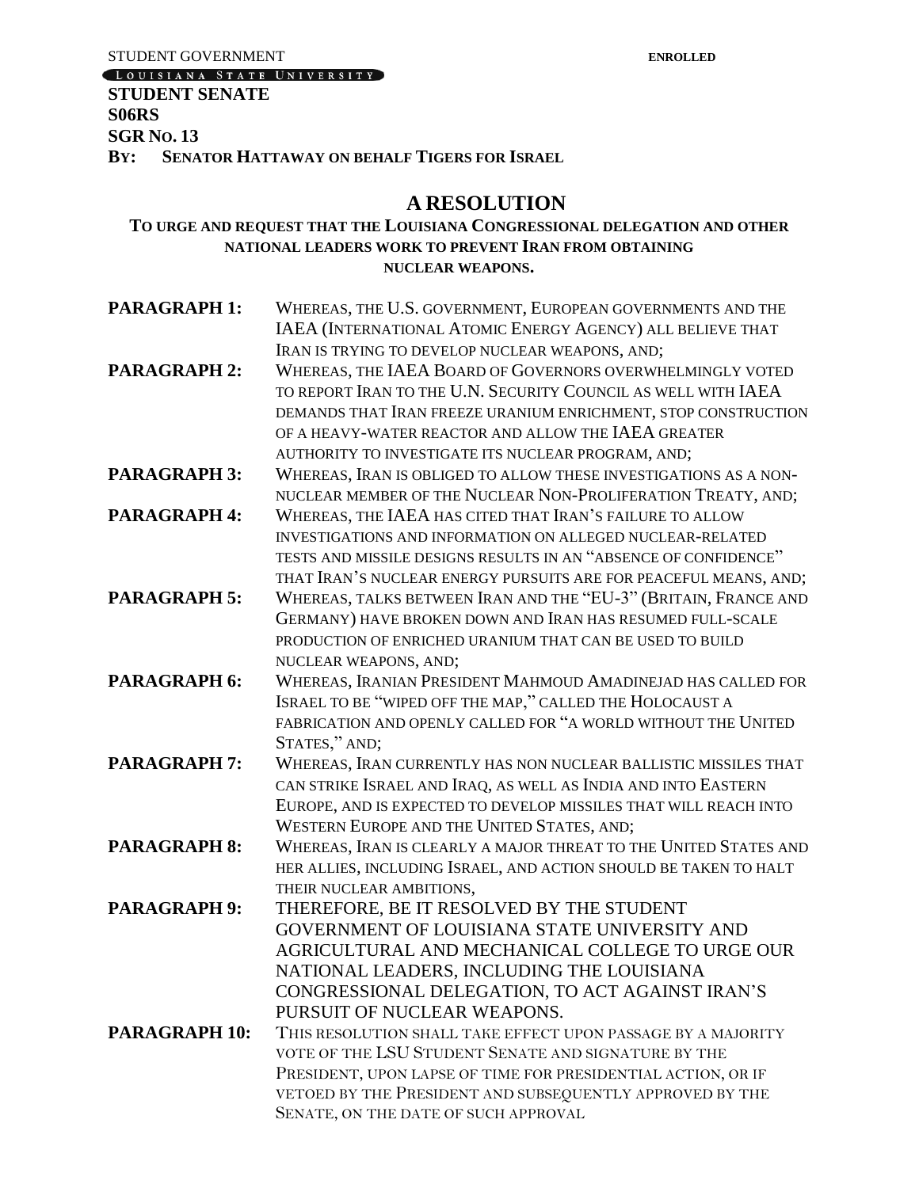STUDENT GOVERNMENT **ENROLLED**

LOUISIANA STATE UNIVERSITY

**STUDENT SENATE**
**S06RS**
**SGR NO. 13**
**BY: SENATOR HATTAWAY ON BEHALF TIGERS FOR ISRAEL**

# A RESOLUTION

**TO URGE AND REQUEST THAT THE LOUISIANA CONGRESSIONAL DELEGATION AND OTHER NATIONAL LEADERS WORK TO PREVENT IRAN FROM OBTAINING NUCLEAR WEAPONS.**

**PARAGRAPH 1:** WHEREAS, THE U.S. GOVERNMENT, EUROPEAN GOVERNMENTS AND THE IAEA (INTERNATIONAL ATOMIC ENERGY AGENCY) ALL BELIEVE THAT IRAN IS TRYING TO DEVELOP NUCLEAR WEAPONS, AND;

**PARAGRAPH 2:** WHEREAS, THE IAEA BOARD OF GOVERNORS OVERWHELMINGLY VOTED TO REPORT IRAN TO THE U.N. SECURITY COUNCIL AS WELL WITH IAEA DEMANDS THAT IRAN FREEZE URANIUM ENRICHMENT, STOP CONSTRUCTION OF A HEAVY-WATER REACTOR AND ALLOW THE IAEA GREATER AUTHORITY TO INVESTIGATE ITS NUCLEAR PROGRAM, AND;

**PARAGRAPH 3:** WHEREAS, IRAN IS OBLIGED TO ALLOW THESE INVESTIGATIONS AS A NON-NUCLEAR MEMBER OF THE NUCLEAR NON-PROLIFERATION TREATY, AND;

**PARAGRAPH 4:** WHEREAS, THE IAEA HAS CITED THAT IRAN'S FAILURE TO ALLOW INVESTIGATIONS AND INFORMATION ON ALLEGED NUCLEAR-RELATED TESTS AND MISSILE DESIGNS RESULTS IN AN "ABSENCE OF CONFIDENCE" THAT IRAN'S NUCLEAR ENERGY PURSUITS ARE FOR PEACEFUL MEANS, AND;

**PARAGRAPH 5:** WHEREAS, TALKS BETWEEN IRAN AND THE "EU-3" (BRITAIN, FRANCE AND GERMANY) HAVE BROKEN DOWN AND IRAN HAS RESUMED FULL-SCALE PRODUCTION OF ENRICHED URANIUM THAT CAN BE USED TO BUILD NUCLEAR WEAPONS, AND;

**PARAGRAPH 6:** WHEREAS, IRANIAN PRESIDENT MAHMOUD AMADINEJAD HAS CALLED FOR ISRAEL TO BE "WIPED OFF THE MAP," CALLED THE HOLOCAUST A FABRICATION AND OPENLY CALLED FOR "A WORLD WITHOUT THE UNITED STATES," AND;

**PARAGRAPH 7:** WHEREAS, IRAN CURRENTLY HAS NON NUCLEAR BALLISTIC MISSILES THAT CAN STRIKE ISRAEL AND IRAQ, AS WELL AS INDIA AND INTO EASTERN EUROPE, AND IS EXPECTED TO DEVELOP MISSILES THAT WILL REACH INTO WESTERN EUROPE AND THE UNITED STATES, AND;

**PARAGRAPH 8:** WHEREAS, IRAN IS CLEARLY A MAJOR THREAT TO THE UNITED STATES AND HER ALLIES, INCLUDING ISRAEL, AND ACTION SHOULD BE TAKEN TO HALT THEIR NUCLEAR AMBITIONS,

**PARAGRAPH 9:** THEREFORE, BE IT RESOLVED BY THE STUDENT GOVERNMENT OF LOUISIANA STATE UNIVERSITY AND AGRICULTURAL AND MECHANICAL COLLEGE TO URGE OUR NATIONAL LEADERS, INCLUDING THE LOUISIANA CONGRESSIONAL DELEGATION, TO ACT AGAINST IRAN'S PURSUIT OF NUCLEAR WEAPONS.

**PARAGRAPH 10:** THIS RESOLUTION SHALL TAKE EFFECT UPON PASSAGE BY A MAJORITY VOTE OF THE LSU STUDENT SENATE AND SIGNATURE BY THE PRESIDENT, UPON LAPSE OF TIME FOR PRESIDENTIAL ACTION, OR IF VETOED BY THE PRESIDENT AND SUBSEQUENTLY APPROVED BY THE SENATE, ON THE DATE OF SUCH APPROVAL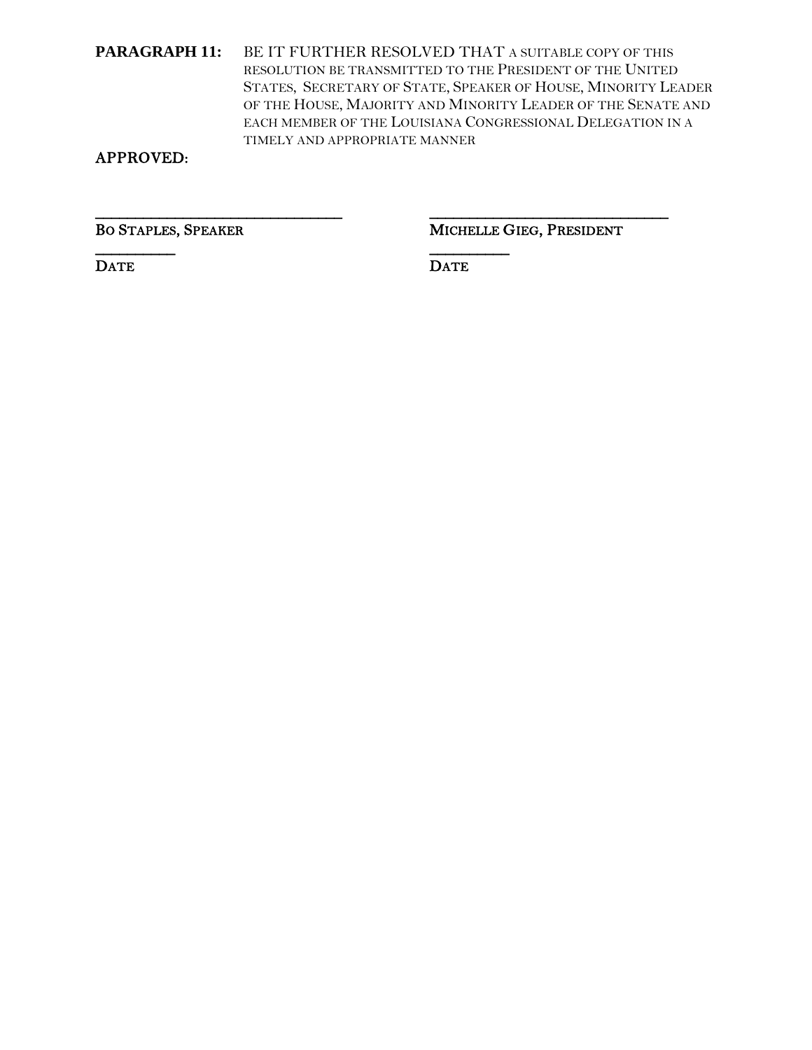**PARAGRAPH 11:** BE IT FURTHER RESOLVED THAT A SUITABLE COPY OF THIS RESOLUTION BE TRANSMITTED TO THE PRESIDENT OF THE UNITED STATES, SECRETARY OF STATE, SPEAKER OF HOUSE, MINORITY LEADER OF THE HOUSE, MAJORITY AND MINORITY LEADER OF THE SENATE AND EACH MEMBER OF THE LOUISIANA CONGRESSIONAL DELEGATION IN A TIMELY AND APPROPRIATE MANNER

APPROVED:

\_\_\_\_\_\_\_\_\_\_\_\_\_\_\_\_\_\_\_\_\_\_\_\_\_\_\_\_\_\_
BO STAPLES, SPEAKER

\_\_\_\_\_\_\_\_\_\_
DATE

\_\_\_\_\_\_\_\_\_\_\_\_\_\_\_\_\_\_\_\_\_\_\_\_\_\_\_\_\_\_
MICHELLE GIEG, PRESIDENT

\_\_\_\_\_\_\_\_\_\_
DATE